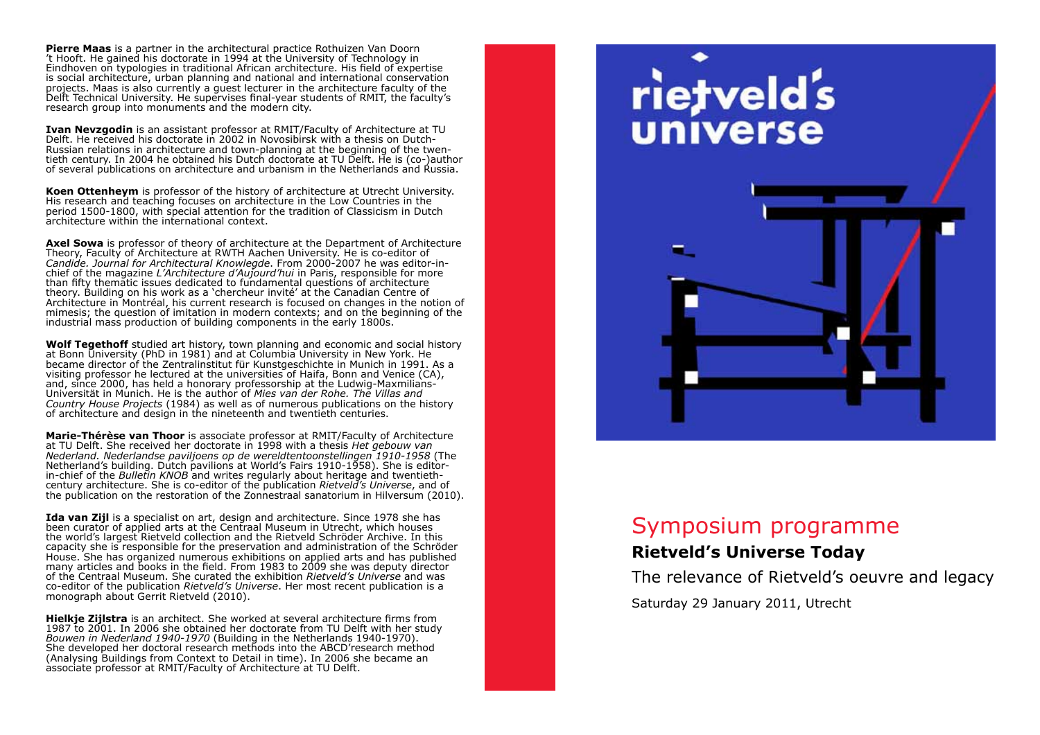**Pierre Maas** is a partner in the architectural practice Rothuizen Van Doorn 't Hooft. He gained his doctorate in 1994 at the University of Technology in Eindhoven on typologies in traditional African architecture. His field of expertise is social architecture, urban planning and national and international conservation projects. Maas is also currently a guest lecturer in the architecture faculty of the Delft Technical University. He supervises final-year students of RMIT, the faculty's research group into monuments and the modern city.

**Ivan Nevzgodin** is an assistant professor at RMIT/Faculty of Architecture at TU Delft. He received his doctorate in 2002 in Novosibirsk with a thesis on Dutch-Russian relations in architecture and town-planning at the beginning of the twentieth century. In 2004 he obtained his Dutch doctorate at TU Delft. He is (co-)author of several publications on architecture and urbanism in the Netherlands and Russia.

**Koen Ottenheym** is professor of the history of architecture at Utrecht University. His research and teaching focuses on architecture in the Low Countries in the period 1500-1800, with special attention for the tradition of Classicism in Dutch architecture within the international context.

**Axel Sowa** is professor of theory of architecture at the Department of Architecture Theory, Faculty of Architecture at RWTH Aachen University. He is co-editor of *Candide. Journal for Architectural Knowlegde*. From 2000-2007 he was editor-in-chief of the magazine *L'Architecture d'Aujourd'hui* in Paris, responsible for more than fifty thematic issues dedicated to fundamental questions of architecture theory. Building on his work as a 'chercheur invité' at the Canadian Centre of Architecture in Montréal, his current research is focused on changes in the notion of mimesis; the question of imitation in modern contexts; and on the beginning of the industrial mass production of building components in the early 1800s.

**Wolf Tegethoff** studied art history, town planning and economic and social history at Bonn University (PhD in 1981) and at Columbia University in New York. He became director of the Zentralinstitut für Kunstgeschichte in Munich in 1991. As a visiting professor he lectured at the universities of Haifa, Bonn and Venice (CA), and, since 2000, has held a honorary professorship at the Ludwig-Maximilians-Universität in Munich. He is the author of *Mies van der Rohe. The Villas and Country House Projects* (1984) as well as of numerous publications on the history of architecture and design in the nineteenth and twentieth centuries.

**Marie-Thérèse van Thoor** is associate professor at RMIT/Faculty of Architecture at TU Delft. She received her doctorate in 1998 with a thesis *Het gebouw van Nederland. Nederlandse paviljoens op de wereldtentoonstellingen 1910-1958* (The Netherland's building. Dutch pavilions at World's Fairs 1910-1958). She is editor-in-chief of the *Bulletin KNOB* and writes regularly about heritage and twentieth-century architecture. She is co-editor of the publication *Rietveld's Universe*, and of the publication on the restoration of the Zonnestraal sanatorium in Hilversum (2010).

**Ida van Zijl** is a specialist on art, design and architecture. Since 1978 she has been curator of applied arts at the Centraal Museum in Utrecht, which houses the world's largest Rietveld collection and the Rietveld Schröder Archive. In this capacity she is responsible for the preservation and administration of the Schröder House. She has organized numerous exhibitions on applied arts and has published many articles and books in the field. From 1983 to 2009 she was deputy director of the Centraal Museum. She curated the exhibition *Rietveld's Universe* and was co-editor of the publication *Rietveld's Universe*. Her most recent publication is a monograph about Gerrit Rietveld (2010).

**Hielkje Zijlstra** is an architect. She worked at several architecture firms from 1987 to 2001. In 2006 she obtained her doctorate from TU Delft with her study *Bouwen in Nederland 1940-1970* (Building in the Netherlands 1940-1970). She developed her doctoral research methods into the ABCD'research method (Analysing Buildings from Context to Detail in time). In 2006 she became an associate professor at RMIT/Faculty of Architecture at TU Delft.

rietveld's universe

# Symposium programme

## Rietveld's Universe Today

The relevance of Rietveld's oeuvre and legacy

Saturday 29 January 2011, Utrecht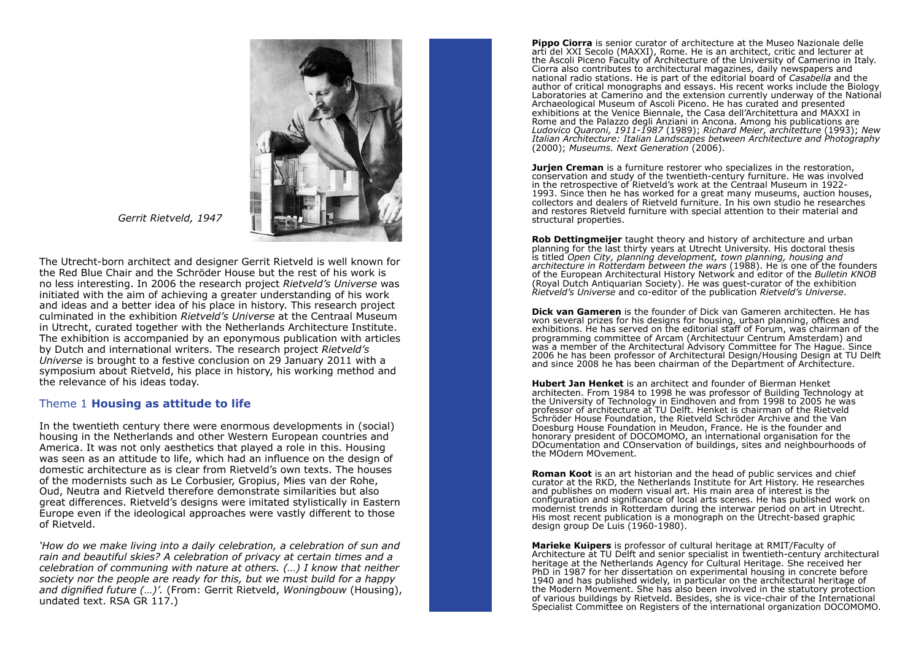*Gerrit Rietveld, 1947*

The Utrecht-born architect and designer Gerrit Rietveld is well known for the Red Blue Chair and the Schröder House but the rest of his work is no less interesting. In 2006 the research project *Rietveld's Universe* was initiated with the aim of achieving a greater understanding of his work and ideas and a better idea of his place in history. This research project culminated in the exhibition *Rietveld's Universe* at the Centraal Museum in Utrecht, curated together with the Netherlands Architecture Institute. The exhibition is accompanied by an eponymous publication with articles by Dutch and international writers. The research project *Rietveld's Universe* is brought to a festive conclusion on 29 January 2011 with a symposium about Rietveld, his place in history, his working method and the relevance of his ideas today.

## Theme 1 **Housing as attitude to life**

In the twentieth century there were enormous developments in (social) housing in the Netherlands and other Western European countries and America. It was not only aesthetics that played a role in this. Housing was seen as an attitude to life, which had an influence on the design of domestic architecture as is clear from Rietveld's own texts. The houses of the modernists such as Le Corbusier, Gropius, Mies van der Rohe, Oud, Neutra and Rietveld therefore demonstrate similarities but also great differences. Rietveld's designs were imitated stylistically in Eastern Europe even if the ideological approaches were vastly different to those of Rietveld.

*'How do we make living into a daily celebration, a celebration of sun and rain and beautiful skies? A celebration of privacy at certain times and a celebration of communing with nature at others. (…) I know that neither society nor the people are ready for this, but we must build for a happy and dignified future (…)'.* (From: Gerrit Rietveld, *Woningbouw* (Housing), undated text. RSA GR 117.)

**Pippo Ciorra** is senior curator of architecture at the Museo Nazionale delle arti del XXI Secolo (MAXXI), Rome. He is an architect, critic and lecturer at the Ascoli Piceno Faculty of Architecture of the University of Camerino in Italy. Ciorra also contributes to architectural magazines, daily newspapers and national radio stations. He is part of the editorial board of *Casabella* and the author of critical monographs and essays. His recent works include the Biology Laboratories at Camerino and the extension currently underway of the National Archaeological Museum of Ascoli Piceno. He has curated and presented exhibitions at the Venice Biennale, the Casa dell'Architettura and MAXXI in Rome and the Palazzo degli Anziani in Ancona. Among his publications are *Ludovico Quaroni, 1911-1987* (1989); *Richard Meier, architetture* (1993); *New Italian Architecture: Italian Landscapes between Architecture and Photography* (2000); *Museums. Next Generation* (2006).

**Jurjen Creman** is a furniture restorer who specializes in the restoration, conservation and study of the twentieth-century furniture. He was involved in the retrospective of Rietveld's work at the Centraal Museum in 1922-1993. Since then he has worked for a great many museums, auction houses, collectors and dealers of Rietveld furniture. In his own studio he researches and restores Rietveld furniture with special attention to their material and structural properties.

**Rob Dettingmeijer** taught theory and history of architecture and urban planning for the last thirty years at Utrecht University. His doctoral thesis is titled *Open City, planning development, town planning, housing and architecture in Rotterdam between the wars* (1988). He is one of the founders of the European Architectural History Network and editor of the *Bulletin KNOB* (Royal Dutch Antiquarian Society). He was guest-curator of the exhibition *Rietveld's Universe* and co-editor of the publication *Rietveld's Universe*.

**Dick van Gameren** is the founder of Dick van Gameren architecten. He has won several prizes for his designs for housing, urban planning, offices and exhibitions. He has served on the editorial staff of Forum, was chairman of the programming committee of Arcam (Architectuur Centrum Amsterdam) and was a member of the Architectural Advisory Committee for The Hague. Since 2006 he has been professor of Architectural Design/Housing Design at TU Delft and since 2008 he has been chairman of the Department of Architecture.

**Hubert Jan Henket** is an architect and founder of Bierman Henket architecten. From 1984 to 1998 he was professor of Building Technology at the University of Technology in Eindhoven and from 1998 to 2005 he was professor of architecture at TU Delft. Henket is chairman of the Rietveld Schröder House Foundation, the Rietveld Schröder Archive and the Van Doesburg House Foundation in Meudon, France. He is the founder and honorary president of DOCOMOMO, an international organisation for the DOcumentation and COnservation of buildings, sites and neighbourhoods of the MOdern MOvement.

**Roman Koot** is an art historian and the head of public services and chief curator at the RKD, the Netherlands Institute for Art History. He researches and publishes on modern visual art. His main area of interest is the configuration and significance of local arts scenes. He has published work on modernist trends in Rotterdam during the interwar period on art in Utrecht. His most recent publication is a monograph on the Utrecht-based graphic design group De Luis (1960-1980).

**Marieke Kuipers** is professor of cultural heritage at RMIT/Faculty of Architecture at TU Delft and senior specialist in twentieth-century architectural heritage at the Netherlands Agency for Cultural Heritage. She received her PhD in 1987 for her dissertation on experimental housing in concrete before 1940 and has published widely, in particular on the architectural heritage of the Modern Movement. She has also been involved in the statutory protection of various buildings by Rietveld. Besides, she is vice-chair of the International Specialist Committee on Registers of the international organization DOCOMOMO.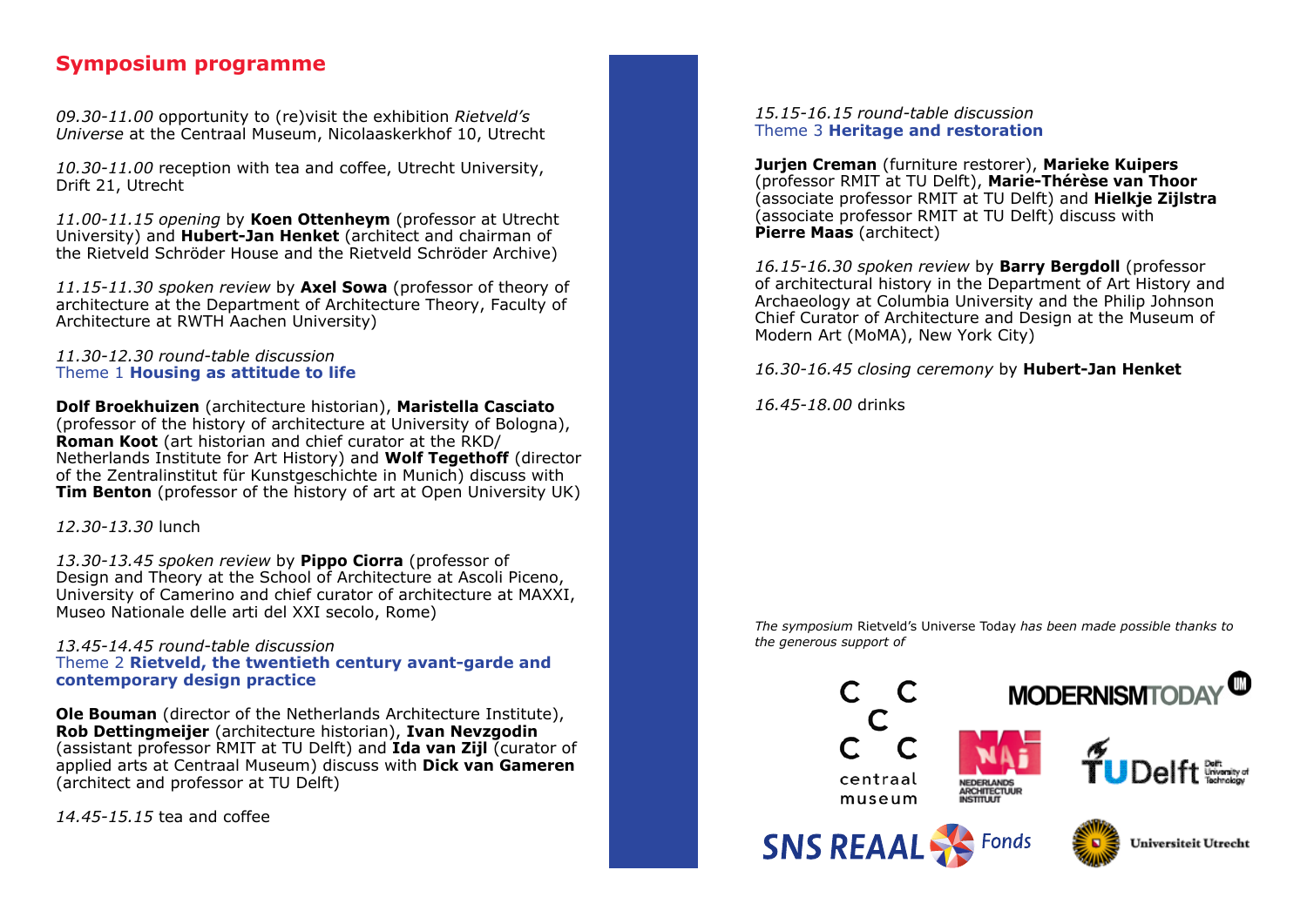## Symposium programme

*09.30-11.00* opportunity to (re)visit the exhibition *Rietveld's Universe* at the Centraal Museum, Nicolaaskerkhof 10, Utrecht

*10.30-11.00* reception with tea and coffee, Utrecht University, Drift 21, Utrecht

*11.00-11.15 opening* by **Koen Ottenheym** (professor at Utrecht University) and **Hubert-Jan Henket** (architect and chairman of the Rietveld Schröder House and the Rietveld Schröder Archive)

*11.15-11.30 spoken review* by **Axel Sowa** (professor of theory of architecture at the Department of Architecture Theory, Faculty of Architecture at RWTH Aachen University)

*11.30-12.30 round-table discussion*
Theme 1 **Housing as attitude to life**

**Dolf Broekhuizen** (architecture historian), **Maristella Casciato** (professor of the history of architecture at University of Bologna), **Roman Koot** (art historian and chief curator at the RKD/ Netherlands Institute for Art History) and **Wolf Tegethoff** (director of the Zentralinstitut für Kunstgeschichte in Munich) discuss with **Tim Benton** (professor of the history of art at Open University UK)

*12.30-13.30* lunch

*13.30-13.45 spoken review* by **Pippo Ciorra** (professor of Design and Theory at the School of Architecture at Ascoli Piceno, University of Camerino and chief curator of architecture at MAXXI, Museo Nationale delle arti del XXI secolo, Rome)

*13.45-14.45 round-table discussion*
Theme 2 **Rietveld, the twentieth century avant-garde and contemporary design practice**

**Ole Bouman** (director of the Netherlands Architecture Institute), **Rob Dettingmeijer** (architecture historian), **Ivan Nevzgodin** (assistant professor RMIT at TU Delft) and **Ida van Zijl** (curator of applied arts at Centraal Museum) discuss with **Dick van Gameren** (architect and professor at TU Delft)

*14.45-15.15* tea and coffee

*15.15-16.15 round-table discussion*
Theme 3 **Heritage and restoration**

**Jurjen Creman** (furniture restorer), **Marieke Kuipers** (professor RMIT at TU Delft), **Marie-Thérèse van Thoor** (associate professor RMIT at TU Delft) and **Hielkje Zijlstra** (associate professor RMIT at TU Delft) discuss with **Pierre Maas** (architect)

*16.15-16.30 spoken review* by **Barry Bergdoll** (professor of architectural history in the Department of Art History and Archaeology at Columbia University and the Philip Johnson Chief Curator of Architecture and Design at the Museum of Modern Art (MoMA), New York City)

*16.30-16.45 closing ceremony* by **Hubert-Jan Henket**

*16.45-18.00* drinks

*The symposium* Rietveld's Universe Today *has been made possible thanks to the generous support of*

Centraal Museum · Modernism Today · Nederlands Architectuur Instituut · TU Delft · SNS REAAL Fonds · Universiteit Utrecht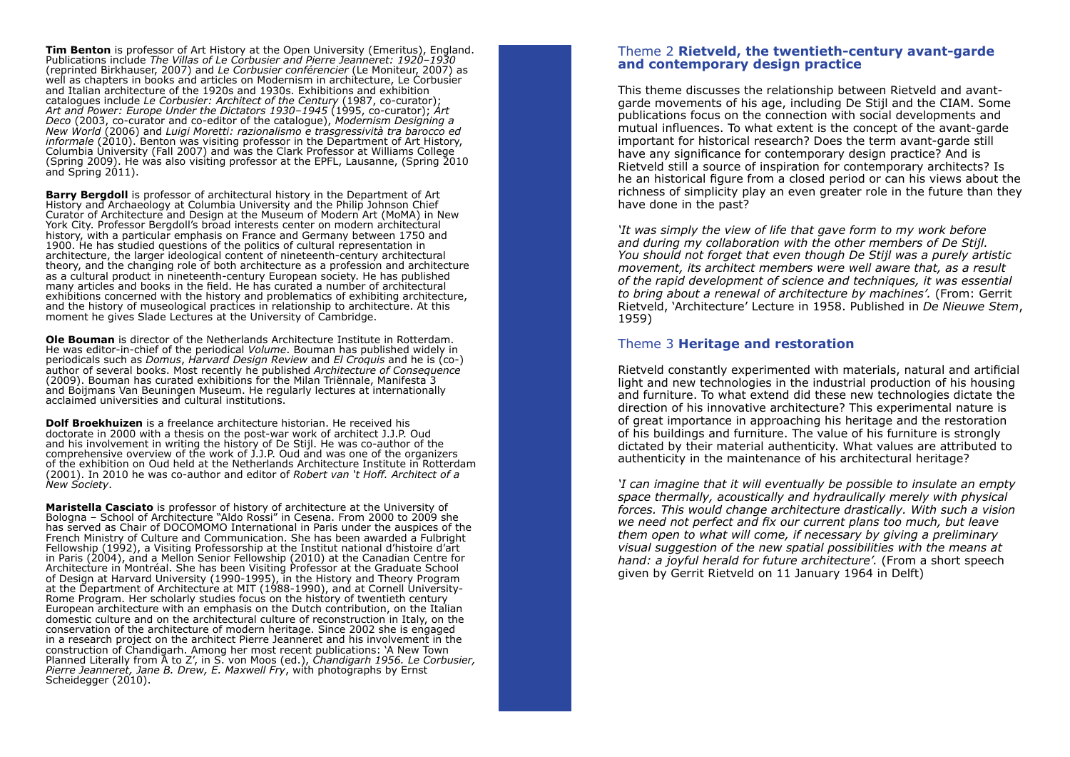**Tim Benton** is professor of Art History at the Open University (Emeritus), England. Publications include *The Villas of Le Corbusier and Pierre Jeanneret: 1920–1930* (reprinted Birkhauser, 2007) and *Le Corbusier conférencier* (Le Moniteur, 2007) as well as chapters in books and articles on Modernism in architecture, Le Corbusier and Italian architecture of the 1920s and 1930s. Exhibitions and exhibition catalogues include *Le Corbusier: Architect of the Century* (1987, co-curator); *Art and Power: Europe Under the Dictators 1930–1945* (1995, co-curator); *Art Deco* (2003, co-curator and co-editor of the catalogue), *Modernism Designing a New World* (2006) and *Luigi Moretti: razionalismo e trasgressività tra barocco ed informale* (2010). Benton was visiting professor in the Department of Art History, Columbia University (Fall 2007) and was the Clark Professor at Williams College (Spring 2009). He was also visiting professor at the EPFL, Lausanne, (Spring 2010 and Spring 2011).

**Barry Bergdoll** is professor of architectural history in the Department of Art History and Archaeology at Columbia University and the Philip Johnson Chief Curator of Architecture and Design at the Museum of Modern Art (MoMA) in New York City. Professor Bergdoll's broad interests center on modern architectural history, with a particular emphasis on France and Germany between 1750 and 1900. He has studied questions of the politics of cultural representation in architecture, the larger ideological content of nineteenth-century architectural theory, and the changing role of both architecture as a profession and architecture as a cultural product in nineteenth-century European society. He has published many articles and books in the field. He has curated a number of architectural exhibitions concerned with the history and problematics of exhibiting architecture, and the history of museological practices in relationship to architecture. At this moment he gives Slade Lectures at the University of Cambridge.

**Ole Bouman** is director of the Netherlands Architecture Institute in Rotterdam. He was editor-in-chief of the periodical *Volume*. Bouman has published widely in periodicals such as *Domus*, *Harvard Design Review* and *El Croquis* and he is (co-) author of several books. Most recently he published *Architecture of Consequence* (2009). Bouman has curated exhibitions for the Milan Triënnale, Manifesta 3 and Boijmans Van Beuningen Museum. He regularly lectures at internationally acclaimed universities and cultural institutions.

**Dolf Broekhuizen** is a freelance architecture historian. He received his doctorate in 2000 with a thesis on the post-war work of architect J.J.P. Oud and his involvement in writing the history of De Stijl. He was co-author of the comprehensive overview of the work of J.J.P. Oud and was one of the organizers of the exhibition on Oud held at the Netherlands Architecture Institute in Rotterdam (2001). In 2010 he was co-author and editor of *Robert van 't Hoff. Architect of a New Society*.

**Maristella Casciato** is professor of history of architecture at the University of Bologna – School of Architecture "Aldo Rossi" in Cesena. From 2000 to 2009 she has served as Chair of DOCOMOMO International in Paris under the auspices of the French Ministry of Culture and Communication. She has been awarded a Fulbright Fellowship (1992), a Visiting Professorship at the Institut national d'histoire d'art in Paris (2004), and a Mellon Senior Fellowship (2010) at the Canadian Centre for Architecture in Montréal. She has been Visiting Professor at the Graduate School of Design at Harvard University (1990-1995), in the History and Theory Program at the Department of Architecture at MIT (1988-1990), and at Cornell University-Rome Program. Her scholarly studies focus on the history of twentieth century European architecture with an emphasis on the Dutch contribution, on the Italian domestic culture and on the architectural culture of reconstruction in Italy, on the conservation of the architecture of modern heritage. Since 2002 she is engaged in a research project on the architect Pierre Jeanneret and his involvement in the construction of Chandigarh. Among her most recent publications: 'A New Town Planned Literally from A to Z', in S. von Moos (ed.), *Chandigarh 1956. Le Corbusier, Pierre Jeanneret, Jane B. Drew, E. Maxwell Fry*, with photographs by Ernst Scheidegger (2010).

## Theme 2 **Rietveld, the twentieth-century avant-garde and contemporary design practice**

This theme discusses the relationship between Rietveld and avant-garde movements of his age, including De Stijl and the CIAM. Some publications focus on the connection with social developments and mutual influences. To what extent is the concept of the avant-garde important for historical research? Does the term avant-garde still have any significance for contemporary design practice? And is Rietveld still a source of inspiration for contemporary architects? Is he an historical figure from a closed period or can his views about the richness of simplicity play an even greater role in the future than they have done in the past?

*'It was simply the view of life that gave form to my work before and during my collaboration with the other members of De Stijl. You should not forget that even though De Stijl was a purely artistic movement, its architect members were well aware that, as a result of the rapid development of science and techniques, it was essential to bring about a renewal of architecture by machines'.* (From: Gerrit Rietveld, 'Architecture' Lecture in 1958. Published in *De Nieuwe Stem*, 1959)

## Theme 3 **Heritage and restoration**

Rietveld constantly experimented with materials, natural and artificial light and new technologies in the industrial production of his housing and furniture. To what extend did these new technologies dictate the direction of his innovative architecture? This experimental nature is of great importance in approaching his heritage and the restoration of his buildings and furniture. The value of his furniture is strongly dictated by their material authenticity. What values are attributed to authenticity in the maintenance of his architectural heritage?

*'I can imagine that it will eventually be possible to insulate an empty space thermally, acoustically and hydraulically merely with physical forces. This would change architecture drastically. With such a vision we need not perfect and fix our current plans too much, but leave them open to what will come, if necessary by giving a preliminary visual suggestion of the new spatial possibilities with the means at hand: a joyful herald for future architecture'.* (From a short speech given by Gerrit Rietveld on 11 January 1964 in Delft)